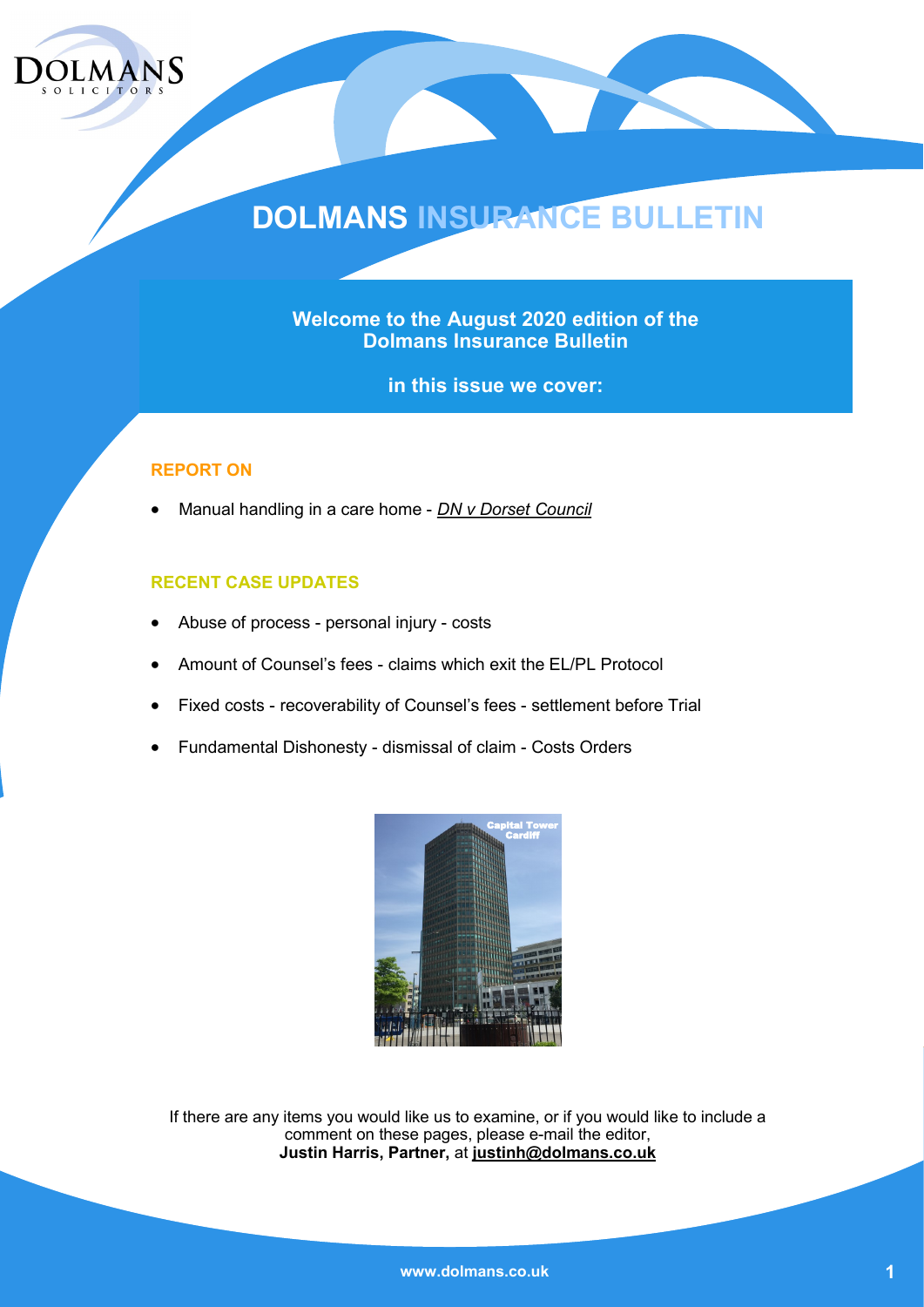# DOLMANS INSURANCE BULLETIN

**Welcome to the August 2020 edition of the Dolmans Insurance Bulletin**

**in this issue we cover:**

## REPORT ON

- Manual handling in a care home - ***DN v Dorset Council***

## RECENT CASE UPDATES

- Abuse of process - personal injury - costs
- Amount of Counsel's fees - claims which exit the EL/PL Protocol
- Fixed costs - recoverability of Counsel's fees - settlement before Trial
- Fundamental Dishonesty - dismissal of claim - Costs Orders

If there are any items you would like us to examine, or if you would like to include a comment on these pages, please e-mail the editor, **Justin Harris, Partner,** at **justinh@dolmans.co.uk**

www.dolmans.co.uk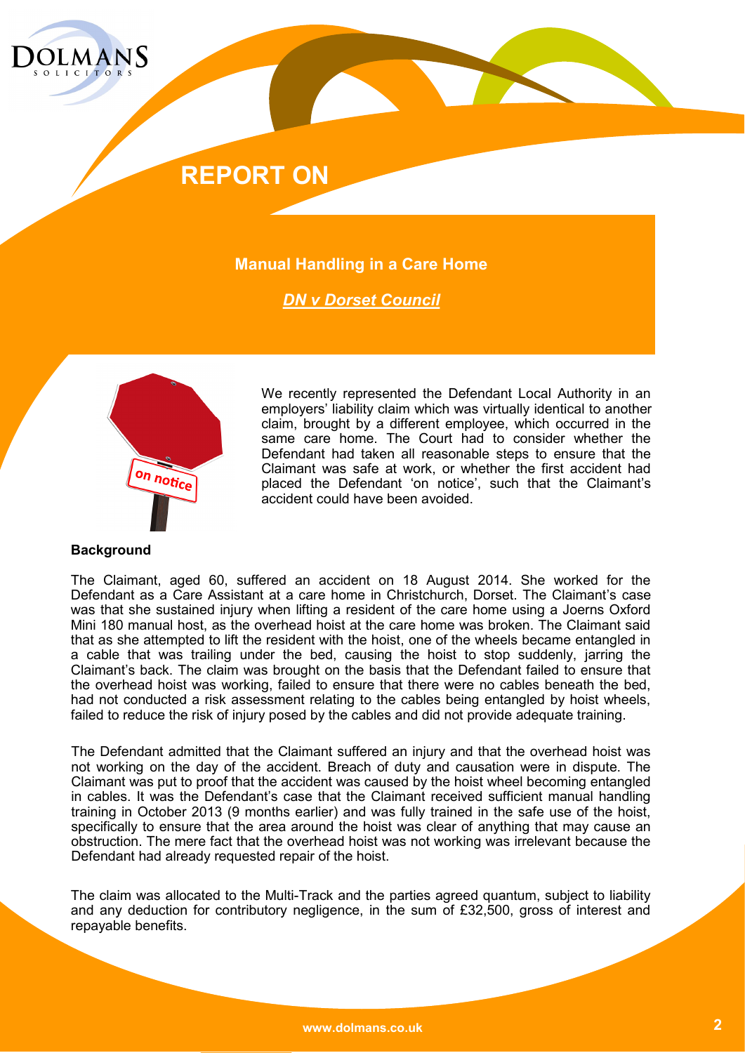# REPORT ON

## Manual Handling in a Care Home

### *DN v Dorset Council*

We recently represented the Defendant Local Authority in an employers' liability claim which was virtually identical to another claim, brought by a different employee, which occurred in the same care home. The Court had to consider whether the Defendant had taken all reasonable steps to ensure that the Claimant was safe at work, or whether the first accident had placed the Defendant 'on notice', such that the Claimant's accident could have been avoided.

**Background**

The Claimant, aged 60, suffered an accident on 18 August 2014. She worked for the Defendant as a Care Assistant at a care home in Christchurch, Dorset. The Claimant's case was that she sustained injury when lifting a resident of the care home using a Joerns Oxford Mini 180 manual host, as the overhead hoist at the care home was broken. The Claimant said that as she attempted to lift the resident with the hoist, one of the wheels became entangled in a cable that was trailing under the bed, causing the hoist to stop suddenly, jarring the Claimant's back. The claim was brought on the basis that the Defendant failed to ensure that the overhead hoist was working, failed to ensure that there were no cables beneath the bed, had not conducted a risk assessment relating to the cables being entangled by hoist wheels, failed to reduce the risk of injury posed by the cables and did not provide adequate training.

The Defendant admitted that the Claimant suffered an injury and that the overhead hoist was not working on the day of the accident. Breach of duty and causation were in dispute. The Claimant was put to proof that the accident was caused by the hoist wheel becoming entangled in cables. It was the Defendant's case that the Claimant received sufficient manual handling training in October 2013 (9 months earlier) and was fully trained in the safe use of the hoist, specifically to ensure that the area around the hoist was clear of anything that may cause an obstruction. The mere fact that the overhead hoist was not working was irrelevant because the Defendant had already requested repair of the hoist.

The claim was allocated to the Multi-Track and the parties agreed quantum, subject to liability and any deduction for contributory negligence, in the sum of £32,500, gross of interest and repayable benefits.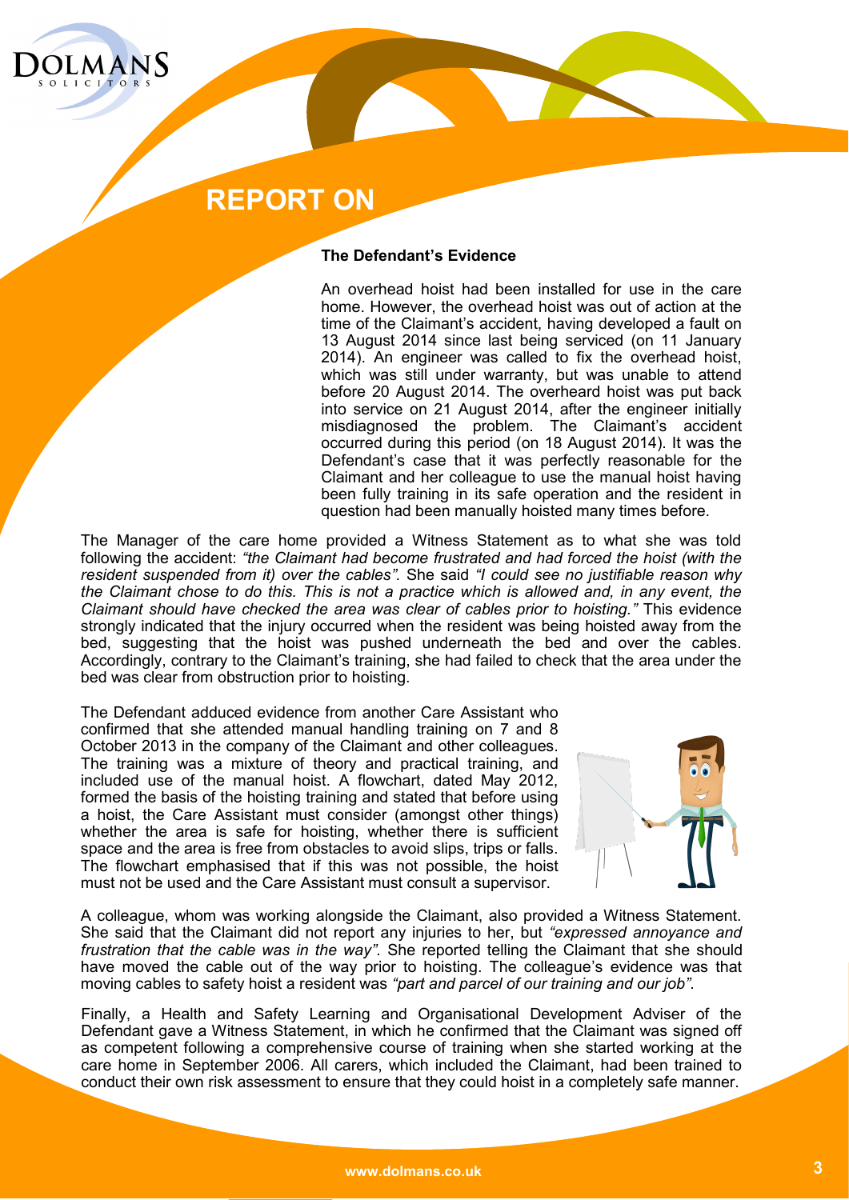## REPORT ON

### The Defendant's Evidence

An overhead hoist had been installed for use in the care home. However, the overhead hoist was out of action at the time of the Claimant's accident, having developed a fault on 13 August 2014 since last being serviced (on 11 January 2014). An engineer was called to fix the overhead hoist, which was still under warranty, but was unable to attend before 20 August 2014. The overheard hoist was put back into service on 21 August 2014, after the engineer initially misdiagnosed the problem. The Claimant's accident occurred during this period (on 18 August 2014). It was the Defendant's case that it was perfectly reasonable for the Claimant and her colleague to use the manual hoist having been fully training in its safe operation and the resident in question had been manually hoisted many times before.

The Manager of the care home provided a Witness Statement as to what she was told following the accident: *"the Claimant had become frustrated and had forced the hoist (with the resident suspended from it) over the cables".* She said *"I could see no justifiable reason why the Claimant chose to do this. This is not a practice which is allowed and, in any event, the Claimant should have checked the area was clear of cables prior to hoisting."* This evidence strongly indicated that the injury occurred when the resident was being hoisted away from the bed, suggesting that the hoist was pushed underneath the bed and over the cables. Accordingly, contrary to the Claimant's training, she had failed to check that the area under the bed was clear from obstruction prior to hoisting.

The Defendant adduced evidence from another Care Assistant who confirmed that she attended manual handling training on 7 and 8 October 2013 in the company of the Claimant and other colleagues. The training was a mixture of theory and practical training, and included use of the manual hoist. A flowchart, dated May 2012, formed the basis of the hoisting training and stated that before using a hoist, the Care Assistant must consider (amongst other things) whether the area is safe for hoisting, whether there is sufficient space and the area is free from obstacles to avoid slips, trips or falls. The flowchart emphasised that if this was not possible, the hoist must not be used and the Care Assistant must consult a supervisor.

A colleague, whom was working alongside the Claimant, also provided a Witness Statement. She said that the Claimant did not report any injuries to her, but *"expressed annoyance and frustration that the cable was in the way".* She reported telling the Claimant that she should have moved the cable out of the way prior to hoisting. The colleague's evidence was that moving cables to safety hoist a resident was *"part and parcel of our training and our job".*

Finally, a Health and Safety Learning and Organisational Development Adviser of the Defendant gave a Witness Statement, in which he confirmed that the Claimant was signed off as competent following a comprehensive course of training when she started working at the care home in September 2006. All carers, which included the Claimant, had been trained to conduct their own risk assessment to ensure that they could hoist in a completely safe manner.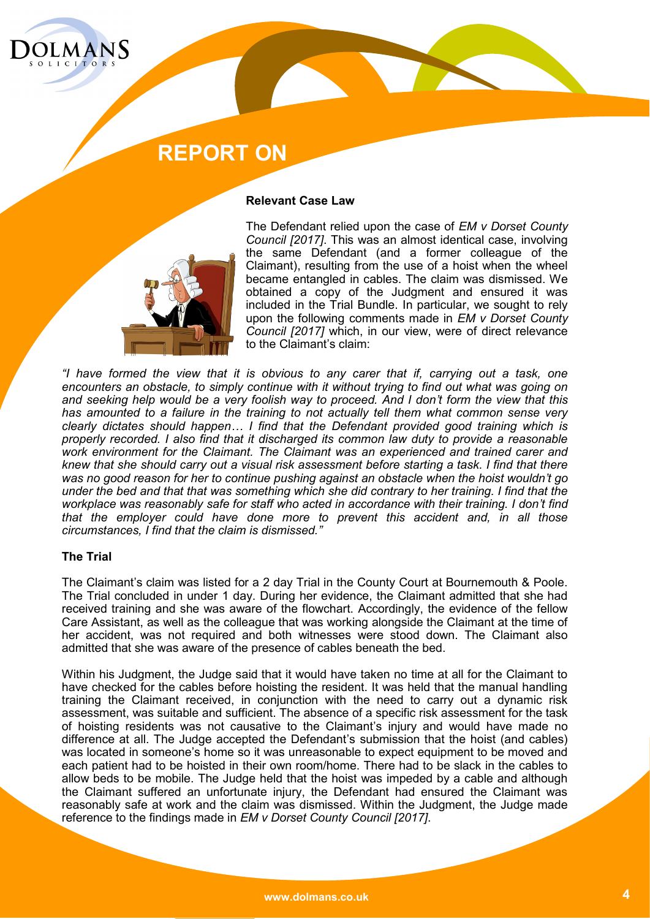## REPORT ON

### Relevant Case Law

The Defendant relied upon the case of *EM v Dorset County Council [2017]*. This was an almost identical case, involving the same Defendant (and a former colleague of the Claimant), resulting from the use of a hoist when the wheel became entangled in cables. The claim was dismissed. We obtained a copy of the Judgment and ensured it was included in the Trial Bundle. In particular, we sought to rely upon the following comments made in *EM v Dorset County Council [2017]* which, in our view, were of direct relevance to the Claimant's claim:

*"I have formed the view that it is obvious to any carer that if, carrying out a task, one encounters an obstacle, to simply continue with it without trying to find out what was going on and seeking help would be a very foolish way to proceed. And I don't form the view that this has amounted to a failure in the training to not actually tell them what common sense very clearly dictates should happen… I find that the Defendant provided good training which is properly recorded. I also find that it discharged its common law duty to provide a reasonable work environment for the Claimant. The Claimant was an experienced and trained carer and knew that she should carry out a visual risk assessment before starting a task. I find that there was no good reason for her to continue pushing against an obstacle when the hoist wouldn't go under the bed and that that was something which she did contrary to her training. I find that the workplace was reasonably safe for staff who acted in accordance with their training. I don't find that the employer could have done more to prevent this accident and, in all those circumstances, I find that the claim is dismissed."*

### The Trial

The Claimant's claim was listed for a 2 day Trial in the County Court at Bournemouth & Poole. The Trial concluded in under 1 day. During her evidence, the Claimant admitted that she had received training and she was aware of the flowchart. Accordingly, the evidence of the fellow Care Assistant, as well as the colleague that was working alongside the Claimant at the time of her accident, was not required and both witnesses were stood down. The Claimant also admitted that she was aware of the presence of cables beneath the bed.

Within his Judgment, the Judge said that it would have taken no time at all for the Claimant to have checked for the cables before hoisting the resident. It was held that the manual handling training the Claimant received, in conjunction with the need to carry out a dynamic risk assessment, was suitable and sufficient. The absence of a specific risk assessment for the task of hoisting residents was not causative to the Claimant's injury and would have made no difference at all. The Judge accepted the Defendant's submission that the hoist (and cables) was located in someone's home so it was unreasonable to expect equipment to be moved and each patient had to be hoisted in their own room/home. There had to be slack in the cables to allow beds to be mobile. The Judge held that the hoist was impeded by a cable and although the Claimant suffered an unfortunate injury, the Defendant had ensured the Claimant was reasonably safe at work and the claim was dismissed. Within the Judgment, the Judge made reference to the findings made in *EM v Dorset County Council [2017]*.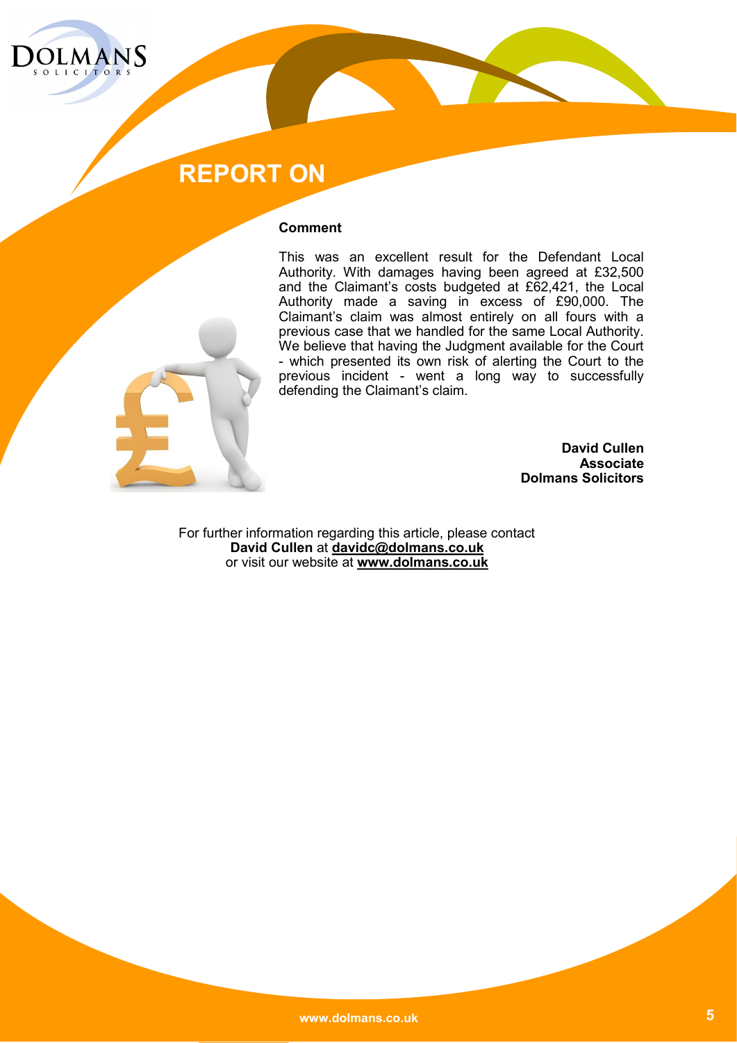## REPORT ON

**Comment**

This was an excellent result for the Defendant Local Authority. With damages having been agreed at £32,500 and the Claimant's costs budgeted at £62,421, the Local Authority made a saving in excess of £90,000. The Claimant's claim was almost entirely on all fours with a previous case that we handled for the same Local Authority. We believe that having the Judgment available for the Court - which presented its own risk of alerting the Court to the previous incident - went a long way to successfully defending the Claimant's claim.

**David Cullen**
**Associate**
**Dolmans Solicitors**

For further information regarding this article, please contact **David Cullen** at **davidc@dolmans.co.uk** or visit our website at **www.dolmans.co.uk**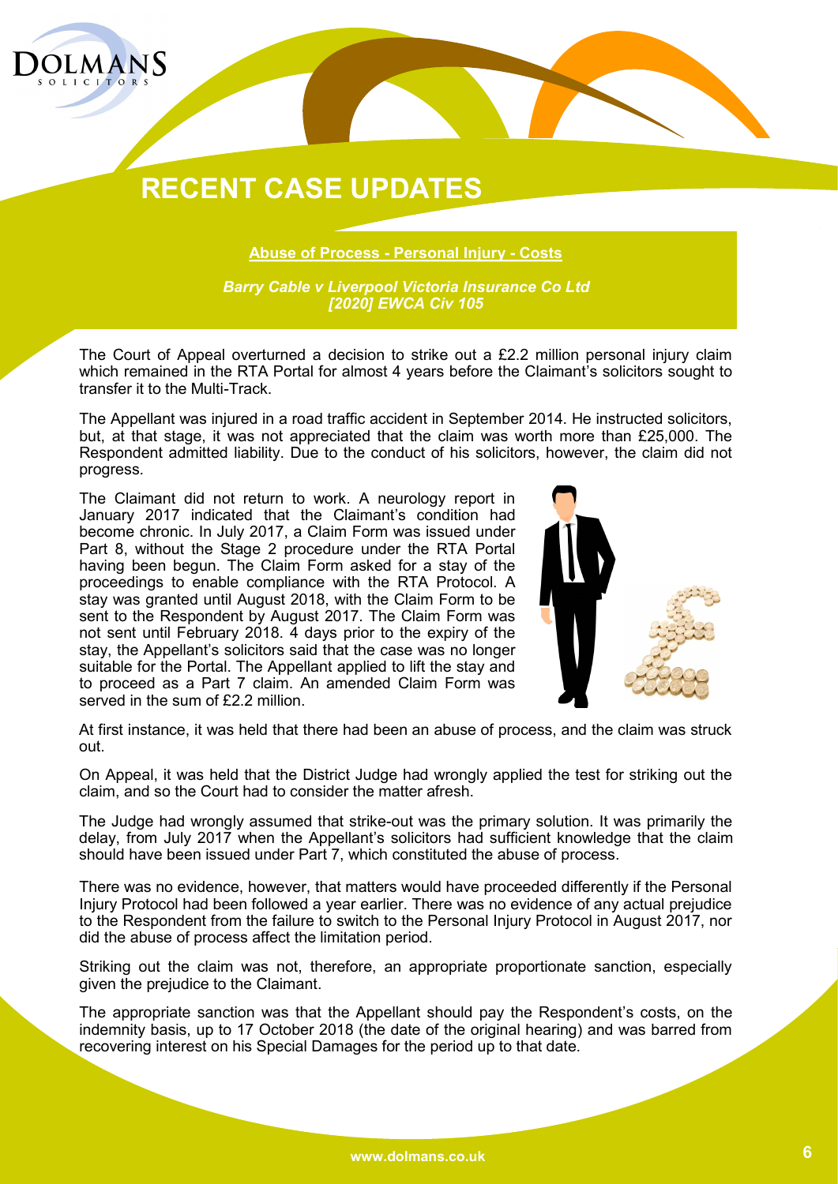# RECENT CASE UPDATES

**Abuse of Process - Personal Injury - Costs**

***Barry Cable v Liverpool Victoria Insurance Co Ltd [2020] EWCA Civ 105***

The Court of Appeal overturned a decision to strike out a £2.2 million personal injury claim which remained in the RTA Portal for almost 4 years before the Claimant's solicitors sought to transfer it to the Multi-Track.

The Appellant was injured in a road traffic accident in September 2014. He instructed solicitors, but, at that stage, it was not appreciated that the claim was worth more than £25,000. The Respondent admitted liability. Due to the conduct of his solicitors, however, the claim did not progress.

The Claimant did not return to work. A neurology report in January 2017 indicated that the Claimant's condition had become chronic. In July 2017, a Claim Form was issued under Part 8, without the Stage 2 procedure under the RTA Portal having been begun. The Claim Form asked for a stay of the proceedings to enable compliance with the RTA Protocol. A stay was granted until August 2018, with the Claim Form to be sent to the Respondent by August 2017. The Claim Form was not sent until February 2018. 4 days prior to the expiry of the stay, the Appellant's solicitors said that the case was no longer suitable for the Portal. The Appellant applied to lift the stay and to proceed as a Part 7 claim. An amended Claim Form was served in the sum of £2.2 million.

At first instance, it was held that there had been an abuse of process, and the claim was struck out.

On Appeal, it was held that the District Judge had wrongly applied the test for striking out the claim, and so the Court had to consider the matter afresh.

The Judge had wrongly assumed that strike-out was the primary solution. It was primarily the delay, from July 2017 when the Appellant's solicitors had sufficient knowledge that the claim should have been issued under Part 7, which constituted the abuse of process.

There was no evidence, however, that matters would have proceeded differently if the Personal Injury Protocol had been followed a year earlier. There was no evidence of any actual prejudice to the Respondent from the failure to switch to the Personal Injury Protocol in August 2017, nor did the abuse of process affect the limitation period.

Striking out the claim was not, therefore, an appropriate proportionate sanction, especially given the prejudice to the Claimant.

The appropriate sanction was that the Appellant should pay the Respondent's costs, on the indemnity basis, up to 17 October 2018 (the date of the original hearing) and was barred from recovering interest on his Special Damages for the period up to that date.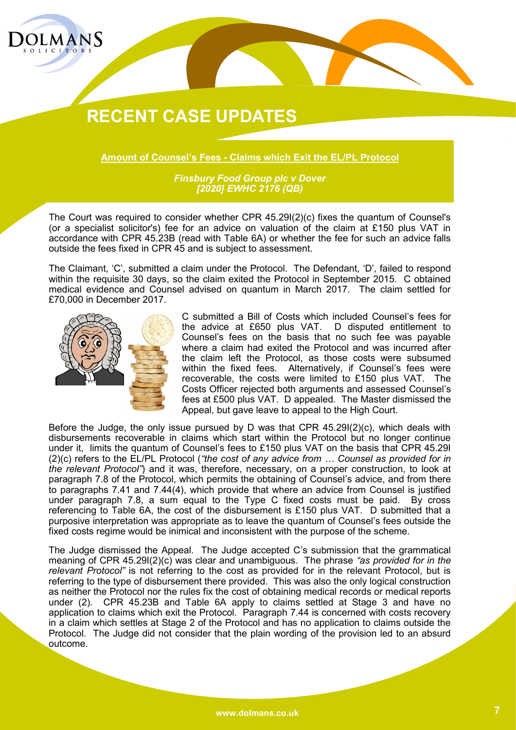# RECENT CASE UPDATES

## Amount of Counsel's Fees - Claims which Exit the EL/PL Protocol

***Finsbury Food Group plc v Dover [2020] EWHC 2176 (QB)***

The Court was required to consider whether CPR 45.29I(2)(c) fixes the quantum of Counsel's (or a specialist solicitor's) fee for an advice on valuation of the claim at £150 plus VAT in accordance with CPR 45.23B (read with Table 6A) or whether the fee for such an advice falls outside the fees fixed in CPR 45 and is subject to assessment.

The Claimant, 'C', submitted a claim under the Protocol. The Defendant, 'D', failed to respond within the requisite 30 days, so the claim exited the Protocol in September 2015. C obtained medical evidence and Counsel advised on quantum in March 2017. The claim settled for £70,000 in December 2017.

C submitted a Bill of Costs which included Counsel's fees for the advice at £650 plus VAT. D disputed entitlement to Counsel's fees on the basis that no such fee was payable where a claim had exited the Protocol and was incurred after the claim left the Protocol, as those costs were subsumed within the fixed fees. Alternatively, if Counsel's fees were recoverable, the costs were limited to £150 plus VAT. The Costs Officer rejected both arguments and assessed Counsel's fees at £500 plus VAT. D appealed. The Master dismissed the Appeal, but gave leave to appeal to the High Court.

Before the Judge, the only issue pursued by D was that CPR 45.29I(2)(c), which deals with disbursements recoverable in claims which start within the Protocol but no longer continue under it, limits the quantum of Counsel's fees to £150 plus VAT on the basis that CPR 45.29I (2)(c) refers to the EL/PL Protocol (*"the cost of any advice from … Counsel as provided for in the relevant Protocol"*) and it was, therefore, necessary, on a proper construction, to look at paragraph 7.8 of the Protocol, which permits the obtaining of Counsel's advice, and from there to paragraphs 7.41 and 7.44(4), which provide that where an advice from Counsel is justified under paragraph 7.8, a sum equal to the Type C fixed costs must be paid. By cross referencing to Table 6A, the cost of the disbursement is £150 plus VAT. D submitted that a purposive interpretation was appropriate as to leave the quantum of Counsel's fees outside the fixed costs regime would be inimical and inconsistent with the purpose of the scheme.

The Judge dismissed the Appeal. The Judge accepted C's submission that the grammatical meaning of CPR 45.29I(2)(c) was clear and unambiguous. The phrase *"as provided for in the relevant Protocol"* is not referring to the cost as provided for in the relevant Protocol, but is referring to the type of disbursement there provided. This was also the only logical construction as neither the Protocol nor the rules fix the cost of obtaining medical records or medical reports under (2). CPR 45.23B and Table 6A apply to claims settled at Stage 3 and have no application to claims which exit the Protocol. Paragraph 7.44 is concerned with costs recovery in a claim which settles at Stage 2 of the Protocol and has no application to claims outside the Protocol. The Judge did not consider that the plain wording of the provision led to an absurd outcome.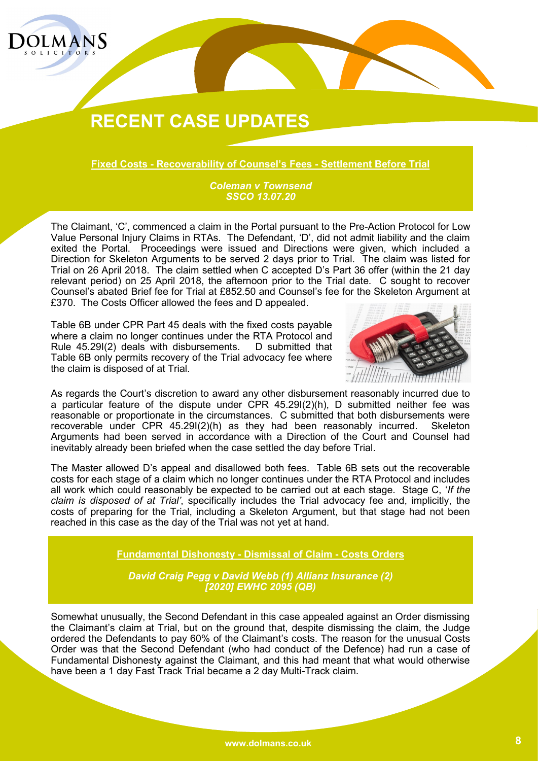# RECENT CASE UPDATES

## Fixed Costs - Recoverability of Counsel's Fees - Settlement Before Trial

***Coleman v Townsend***
***SSCO 13.07.20***

The Claimant, 'C', commenced a claim in the Portal pursuant to the Pre-Action Protocol for Low Value Personal Injury Claims in RTAs. The Defendant, 'D', did not admit liability and the claim exited the Portal. Proceedings were issued and Directions were given, which included a Direction for Skeleton Arguments to be served 2 days prior to Trial. The claim was listed for Trial on 26 April 2018. The claim settled when C accepted D's Part 36 offer (within the 21 day relevant period) on 25 April 2018, the afternoon prior to the Trial date. C sought to recover Counsel's abated Brief fee for Trial at £852.50 and Counsel's fee for the Skeleton Argument at £370. The Costs Officer allowed the fees and D appealed.

Table 6B under CPR Part 45 deals with the fixed costs payable where a claim no longer continues under the RTA Protocol and Rule 45.29I(2) deals with disbursements. D submitted that Table 6B only permits recovery of the Trial advocacy fee where the claim is disposed of at Trial.

As regards the Court's discretion to award any other disbursement reasonably incurred due to a particular feature of the dispute under CPR 45.29I(2)(h), D submitted neither fee was reasonable or proportionate in the circumstances. C submitted that both disbursements were recoverable under CPR 45.29I(2)(h) as they had been reasonably incurred. Skeleton Arguments had been served in accordance with a Direction of the Court and Counsel had inevitably already been briefed when the case settled the day before Trial.

The Master allowed D's appeal and disallowed both fees. Table 6B sets out the recoverable costs for each stage of a claim which no longer continues under the RTA Protocol and includes all work which could reasonably be expected to be carried out at each stage. Stage C, '*If the claim is disposed of at Trial'*, specifically includes the Trial advocacy fee and, implicitly, the costs of preparing for the Trial, including a Skeleton Argument, but that stage had not been reached in this case as the day of the Trial was not yet at hand.

## Fundamental Dishonesty - Dismissal of Claim - Costs Orders

***David Craig Pegg v David Webb (1) Allianz Insurance (2)***
***[2020] EWHC 2095 (QB)***

Somewhat unusually, the Second Defendant in this case appealed against an Order dismissing the Claimant's claim at Trial, but on the ground that, despite dismissing the claim, the Judge ordered the Defendants to pay 60% of the Claimant's costs. The reason for the unusual Costs Order was that the Second Defendant (who had conduct of the Defence) had run a case of Fundamental Dishonesty against the Claimant, and this had meant that what would otherwise have been a 1 day Fast Track Trial became a 2 day Multi-Track claim.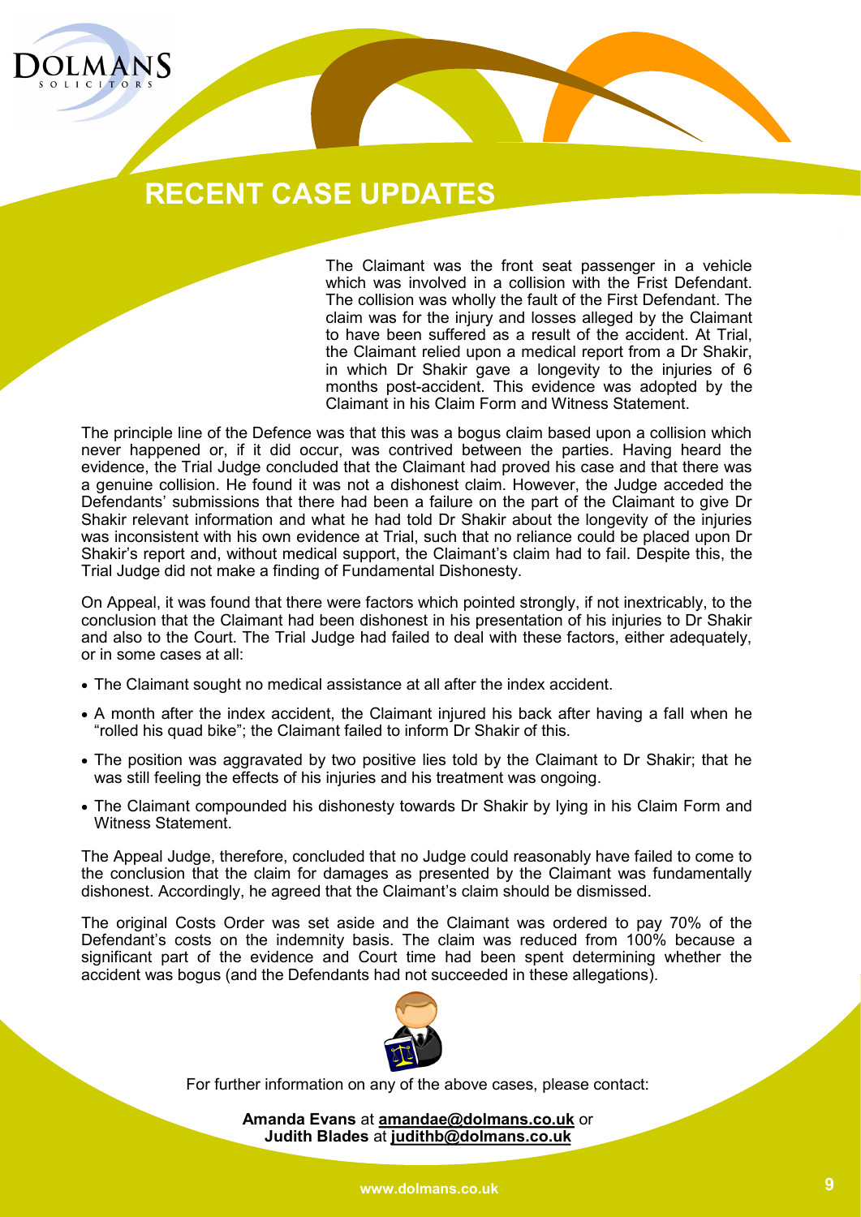# RECENT CASE UPDATES

The Claimant was the front seat passenger in a vehicle which was involved in a collision with the Frist Defendant. The collision was wholly the fault of the First Defendant. The claim was for the injury and losses alleged by the Claimant to have been suffered as a result of the accident. At Trial, the Claimant relied upon a medical report from a Dr Shakir, in which Dr Shakir gave a longevity to the injuries of 6 months post-accident. This evidence was adopted by the Claimant in his Claim Form and Witness Statement.

The principle line of the Defence was that this was a bogus claim based upon a collision which never happened or, if it did occur, was contrived between the parties. Having heard the evidence, the Trial Judge concluded that the Claimant had proved his case and that there was a genuine collision. He found it was not a dishonest claim. However, the Judge acceded the Defendants' submissions that there had been a failure on the part of the Claimant to give Dr Shakir relevant information and what he had told Dr Shakir about the longevity of the injuries was inconsistent with his own evidence at Trial, such that no reliance could be placed upon Dr Shakir's report and, without medical support, the Claimant's claim had to fail. Despite this, the Trial Judge did not make a finding of Fundamental Dishonesty.

On Appeal, it was found that there were factors which pointed strongly, if not inextricably, to the conclusion that the Claimant had been dishonest in his presentation of his injuries to Dr Shakir and also to the Court. The Trial Judge had failed to deal with these factors, either adequately, or in some cases at all:

- The Claimant sought no medical assistance at all after the index accident.
- A month after the index accident, the Claimant injured his back after having a fall when he "rolled his quad bike"; the Claimant failed to inform Dr Shakir of this.
- The position was aggravated by two positive lies told by the Claimant to Dr Shakir; that he was still feeling the effects of his injuries and his treatment was ongoing.
- The Claimant compounded his dishonesty towards Dr Shakir by lying in his Claim Form and Witness Statement.

The Appeal Judge, therefore, concluded that no Judge could reasonably have failed to come to the conclusion that the claim for damages as presented by the Claimant was fundamentally dishonest. Accordingly, he agreed that the Claimant's claim should be dismissed.

The original Costs Order was set aside and the Claimant was ordered to pay 70% of the Defendant's costs on the indemnity basis. The claim was reduced from 100% because a significant part of the evidence and Court time had been spent determining whether the accident was bogus (and the Defendants had not succeeded in these allegations).

For further information on any of the above cases, please contact:

**Amanda Evans** at **amandae@dolmans.co.uk** or
**Judith Blades** at **judithb@dolmans.co.uk**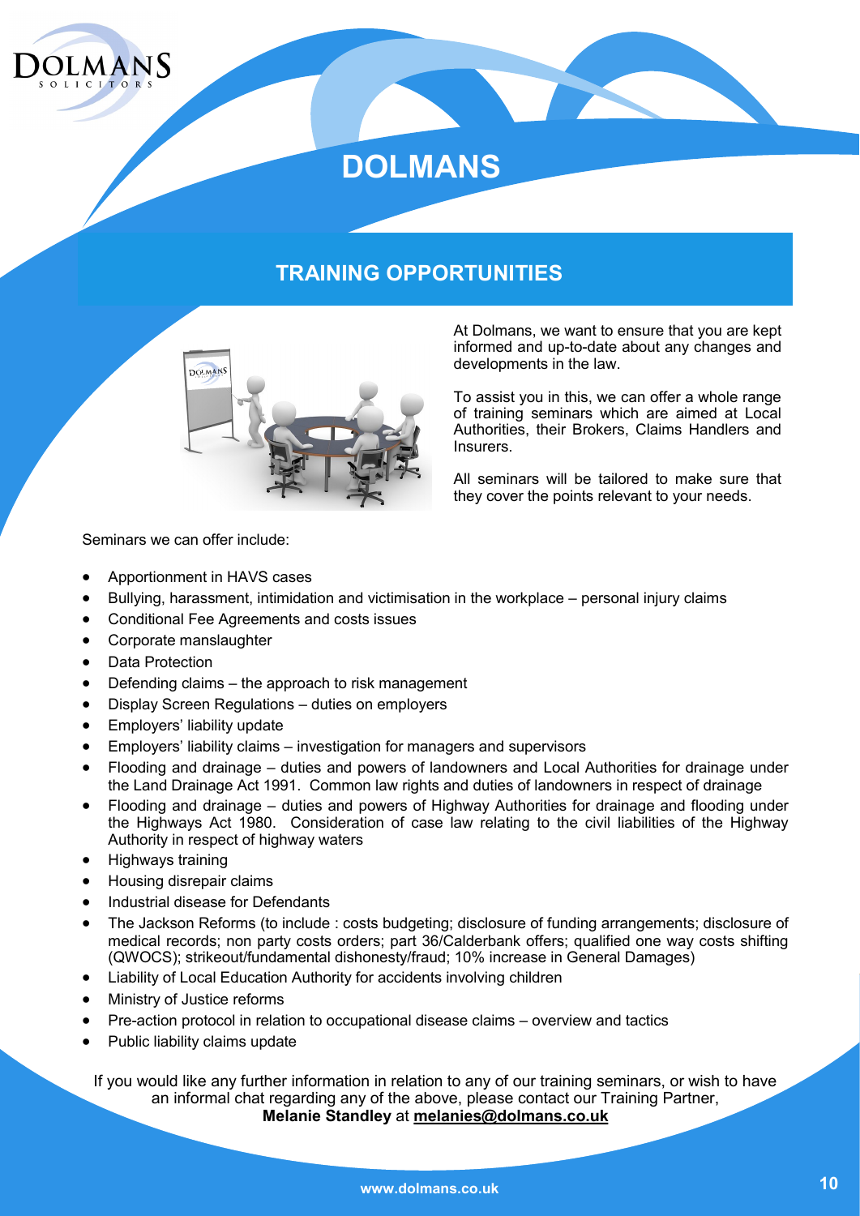# DOLMANS

## TRAINING OPPORTUNITIES

At Dolmans, we want to ensure that you are kept informed and up-to-date about any changes and developments in the law.

To assist you in this, we can offer a whole range of training seminars which are aimed at Local Authorities, their Brokers, Claims Handlers and Insurers.

All seminars will be tailored to make sure that they cover the points relevant to your needs.

Seminars we can offer include:

- Apportionment in HAVS cases
- Bullying, harassment, intimidation and victimisation in the workplace – personal injury claims
- Conditional Fee Agreements and costs issues
- Corporate manslaughter
- Data Protection
- Defending claims – the approach to risk management
- Display Screen Regulations – duties on employers
- Employers' liability update
- Employers' liability claims – investigation for managers and supervisors
- Flooding and drainage – duties and powers of landowners and Local Authorities for drainage under the Land Drainage Act 1991. Common law rights and duties of landowners in respect of drainage
- Flooding and drainage – duties and powers of Highway Authorities for drainage and flooding under the Highways Act 1980. Consideration of case law relating to the civil liabilities of the Highway Authority in respect of highway waters
- Highways training
- Housing disrepair claims
- Industrial disease for Defendants
- The Jackson Reforms (to include : costs budgeting; disclosure of funding arrangements; disclosure of medical records; non party costs orders; part 36/Calderbank offers; qualified one way costs shifting (QWOCS); strikeout/fundamental dishonesty/fraud; 10% increase in General Damages)
- Liability of Local Education Authority for accidents involving children
- Ministry of Justice reforms
- Pre-action protocol in relation to occupational disease claims – overview and tactics
- Public liability claims update

If you would like any further information in relation to any of our training seminars, or wish to have an informal chat regarding any of the above, please contact our Training Partner, **Melanie Standley** at **melanies@dolmans.co.uk**

www.dolmans.co.uk